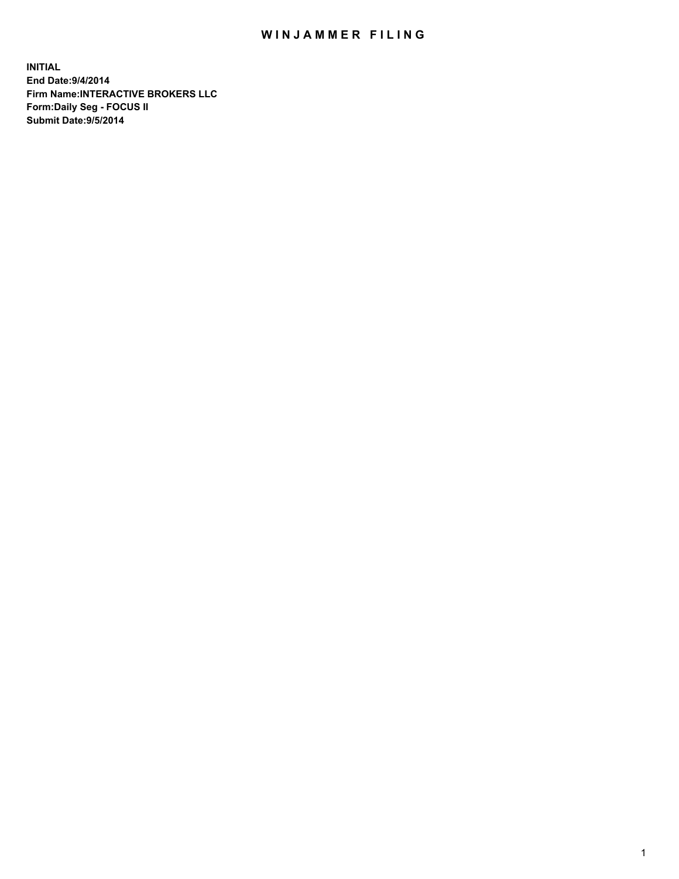# WINJAMMER FILING

**INITIAL**
**End Date:9/4/2014**
**Firm Name:INTERACTIVE BROKERS LLC**
**Form:Daily Seg - FOCUS II**
**Submit Date:9/5/2014**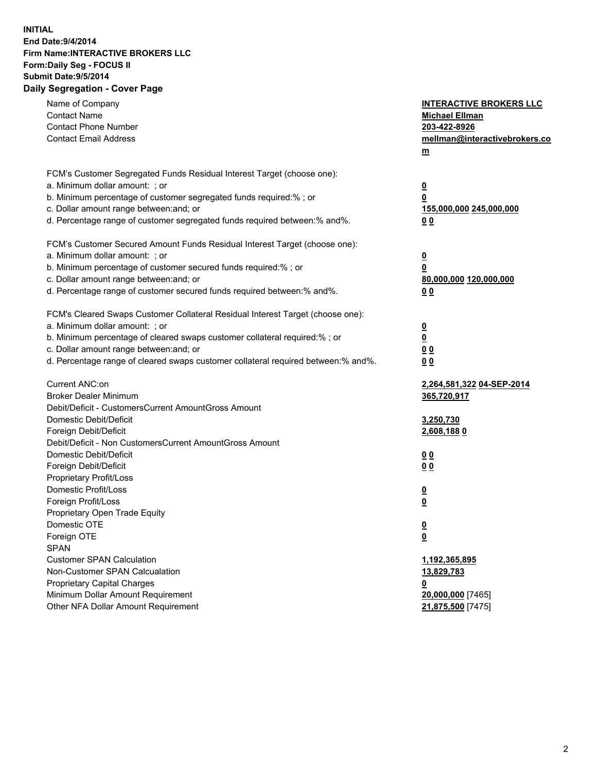**INITIAL**
**End Date:9/4/2014**
**Firm Name:INTERACTIVE BROKERS LLC**
**Form:Daily Seg - FOCUS II**
**Submit Date:9/5/2014**

## Daily Segregation - Cover Page

| | |
|---|---|
| Name of Company | **INTERACTIVE BROKERS LLC** |
| Contact Name | **Michael Ellman** |
| Contact Phone Number | **203-422-8926** |
| Contact Email Address | **mellman@interactivebrokers.com** |
| | |
| FCM's Customer Segregated Funds Residual Interest Target (choose one): | |
| a. Minimum dollar amount: ; or | **0** |
| b. Minimum percentage of customer segregated funds required:% ; or | **0** |
| c. Dollar amount range between:and; or | **155,000,000 245,000,000** |
| d. Percentage range of customer segregated funds required between:% and%. | **0 0** |
| | |
| FCM's Customer Secured Amount Funds Residual Interest Target (choose one): | |
| a. Minimum dollar amount: ; or | **0** |
| b. Minimum percentage of customer secured funds required:% ; or | **0** |
| c. Dollar amount range between:and; or | **80,000,000 120,000,000** |
| d. Percentage range of customer secured funds required between:% and%. | **0 0** |
| | |
| FCM's Cleared Swaps Customer Collateral Residual Interest Target (choose one): | |
| a. Minimum dollar amount: ; or | **0** |
| b. Minimum percentage of cleared swaps customer collateral required:% ; or | **0** |
| c. Dollar amount range between:and; or | **0 0** |
| d. Percentage range of cleared swaps customer collateral required between:% and%. | **0 0** |
| | |
| Current ANC:on | **2,264,581,322 04-SEP-2014** |
| Broker Dealer Minimum | **365,720,917** |
| Debit/Deficit - CustomersCurrent AmountGross Amount | |
| Domestic Debit/Deficit | **3,250,730** |
| Foreign Debit/Deficit | **2,608,188 0** |
| Debit/Deficit - Non CustomersCurrent AmountGross Amount | |
| Domestic Debit/Deficit | **0 0** |
| Foreign Debit/Deficit | **0 0** |
| Proprietary Profit/Loss | |
| Domestic Profit/Loss | **0** |
| Foreign Profit/Loss | **0** |
| Proprietary Open Trade Equity | |
| Domestic OTE | **0** |
| Foreign OTE | **0** |
| SPAN | |
| Customer SPAN Calculation | **1,192,365,895** |
| Non-Customer SPAN Calcualation | **13,829,783** |
| Proprietary Capital Charges | **0** |
| Minimum Dollar Amount Requirement | **20,000,000** [7465] |
| Other NFA Dollar Amount Requirement | **21,875,500** [7475] |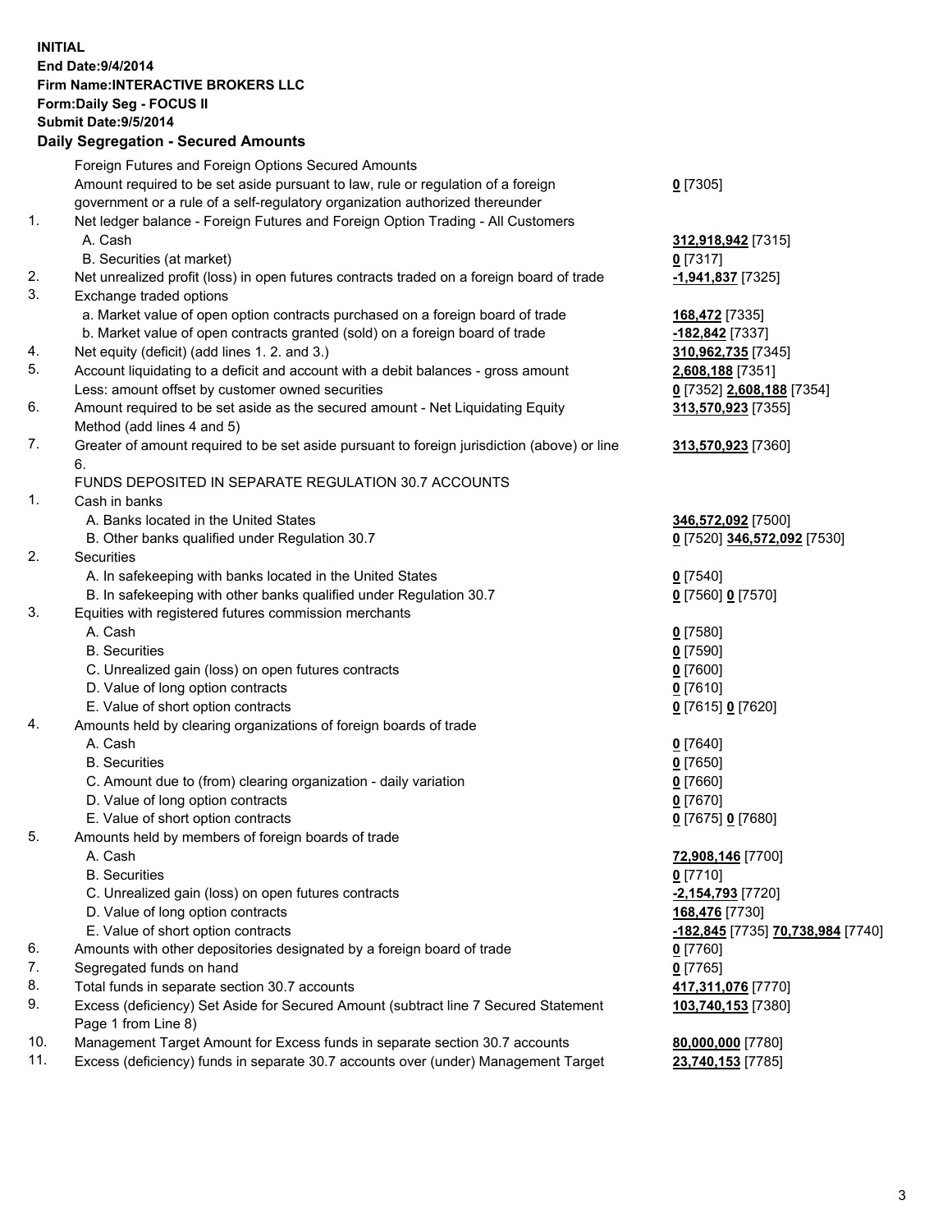**INITIAL**
**End Date:9/4/2014**
**Firm Name:INTERACTIVE BROKERS LLC**
**Form:Daily Seg - FOCUS II**
**Submit Date:9/5/2014**

## Daily Segregation - Secured Amounts

| | | |
|---|---|---|
| | Foreign Futures and Foreign Options Secured Amounts | |
| | Amount required to be set aside pursuant to law, rule or regulation of a foreign government or a rule of a self-regulatory organization authorized thereunder | 0 [7305] |
| 1. | Net ledger balance - Foreign Futures and Foreign Option Trading - All Customers | |
| | A. Cash | 312,918,942 [7315] |
| | B. Securities (at market) | 0 [7317] |
| 2. | Net unrealized profit (loss) in open futures contracts traded on a foreign board of trade | -1,941,837 [7325] |
| 3. | Exchange traded options | |
| | a. Market value of open option contracts purchased on a foreign board of trade | 168,472 [7335] |
| | b. Market value of open contracts granted (sold) on a foreign board of trade | -182,842 [7337] |
| 4. | Net equity (deficit) (add lines 1. 2. and 3.) | 310,962,735 [7345] |
| 5. | Account liquidating to a deficit and account with a debit balances - gross amount | 2,608,188 [7351] |
| | Less: amount offset by customer owned securities | 0 [7352] 2,608,188 [7354] |
| 6. | Amount required to be set aside as the secured amount - Net Liquidating Equity Method (add lines 4 and 5) | 313,570,923 [7355] |
| 7. | Greater of amount required to be set aside pursuant to foreign jurisdiction (above) or line 6. | 313,570,923 [7360] |
| | FUNDS DEPOSITED IN SEPARATE REGULATION 30.7 ACCOUNTS | |
| 1. | Cash in banks | |
| | A. Banks located in the United States | 346,572,092 [7500] |
| | B. Other banks qualified under Regulation 30.7 | 0 [7520] 346,572,092 [7530] |
| 2. | Securities | |
| | A. In safekeeping with banks located in the United States | 0 [7540] |
| | B. In safekeeping with other banks qualified under Regulation 30.7 | 0 [7560] 0 [7570] |
| 3. | Equities with registered futures commission merchants | |
| | A. Cash | 0 [7580] |
| | B. Securities | 0 [7590] |
| | C. Unrealized gain (loss) on open futures contracts | 0 [7600] |
| | D. Value of long option contracts | 0 [7610] |
| | E. Value of short option contracts | 0 [7615] 0 [7620] |
| 4. | Amounts held by clearing organizations of foreign boards of trade | |
| | A. Cash | 0 [7640] |
| | B. Securities | 0 [7650] |
| | C. Amount due to (from) clearing organization - daily variation | 0 [7660] |
| | D. Value of long option contracts | 0 [7670] |
| | E. Value of short option contracts | 0 [7675] 0 [7680] |
| 5. | Amounts held by members of foreign boards of trade | |
| | A. Cash | 72,908,146 [7700] |
| | B. Securities | 0 [7710] |
| | C. Unrealized gain (loss) on open futures contracts | -2,154,793 [7720] |
| | D. Value of long option contracts | 168,476 [7730] |
| | E. Value of short option contracts | -182,845 [7735] 70,738,984 [7740] |
| 6. | Amounts with other depositories designated by a foreign board of trade | 0 [7760] |
| 7. | Segregated funds on hand | 0 [7765] |
| 8. | Total funds in separate section 30.7 accounts | 417,311,076 [7770] |
| 9. | Excess (deficiency) Set Aside for Secured Amount (subtract line 7 Secured Statement Page 1 from Line 8) | 103,740,153 [7380] |
| 10. | Management Target Amount for Excess funds in separate section 30.7 accounts | 80,000,000 [7780] |
| 11. | Excess (deficiency) funds in separate 30.7 accounts over (under) Management Target | 23,740,153 [7785] |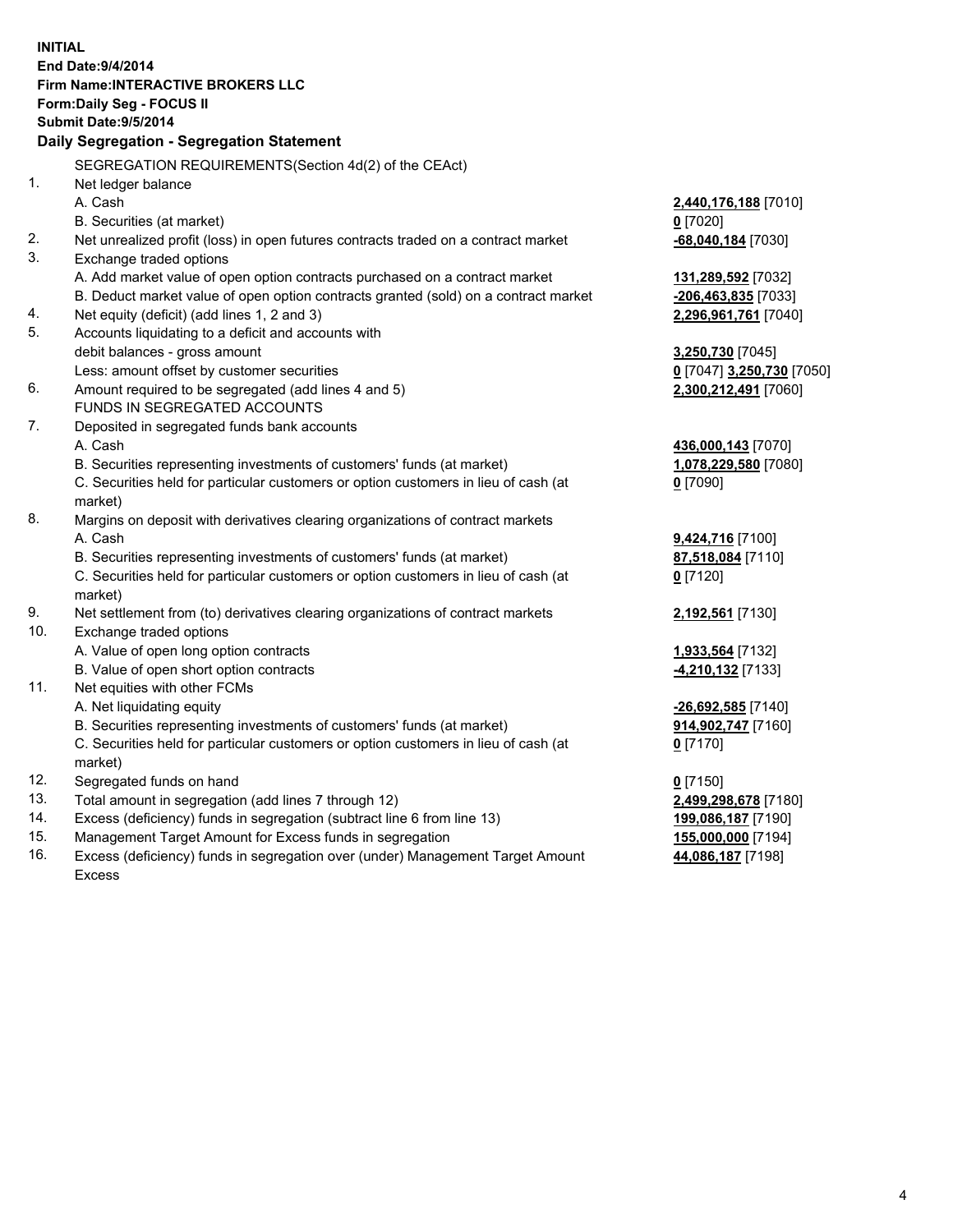**INITIAL**
**End Date:9/4/2014**
**Firm Name:INTERACTIVE BROKERS LLC**
**Form:Daily Seg - FOCUS II**
**Submit Date:9/5/2014**
**Daily Segregation - Segregation Statement**

SEGREGATION REQUIREMENTS(Section 4d(2) of the CEAct)

| | | |
|---|---|---|
| 1. | Net ledger balance | |
| | A. Cash | **2,440,176,188** [7010] |
| | B. Securities (at market) | **0** [7020] |
| 2. | Net unrealized profit (loss) in open futures contracts traded on a contract market | **-68,040,184** [7030] |
| 3. | Exchange traded options | |
| | A. Add market value of open option contracts purchased on a contract market | **131,289,592** [7032] |
| | B. Deduct market value of open option contracts granted (sold) on a contract market | **-206,463,835** [7033] |
| 4. | Net equity (deficit) (add lines 1, 2 and 3) | **2,296,961,761** [7040] |
| 5. | Accounts liquidating to a deficit and accounts with debit balances - gross amount | **3,250,730** [7045] |
| | Less: amount offset by customer securities | **0** [7047] **3,250,730** [7050] |
| 6. | Amount required to be segregated (add lines 4 and 5) | **2,300,212,491** [7060] |
| | FUNDS IN SEGREGATED ACCOUNTS | |
| 7. | Deposited in segregated funds bank accounts | |
| | A. Cash | **436,000,143** [7070] |
| | B. Securities representing investments of customers' funds (at market) | **1,078,229,580** [7080] |
| | C. Securities held for particular customers or option customers in lieu of cash (at market) | **0** [7090] |
| 8. | Margins on deposit with derivatives clearing organizations of contract markets | |
| | A. Cash | **9,424,716** [7100] |
| | B. Securities representing investments of customers' funds (at market) | **87,518,084** [7110] |
| | C. Securities held for particular customers or option customers in lieu of cash (at market) | **0** [7120] |
| 9. | Net settlement from (to) derivatives clearing organizations of contract markets | **2,192,561** [7130] |
| 10. | Exchange traded options | |
| | A. Value of open long option contracts | **1,933,564** [7132] |
| | B. Value of open short option contracts | **-4,210,132** [7133] |
| 11. | Net equities with other FCMs | |
| | A. Net liquidating equity | **-26,692,585** [7140] |
| | B. Securities representing investments of customers' funds (at market) | **914,902,747** [7160] |
| | C. Securities held for particular customers or option customers in lieu of cash (at market) | **0** [7170] |
| 12. | Segregated funds on hand | **0** [7150] |
| 13. | Total amount in segregation (add lines 7 through 12) | **2,499,298,678** [7180] |
| 14. | Excess (deficiency) funds in segregation (subtract line 6 from line 13) | **199,086,187** [7190] |
| 15. | Management Target Amount for Excess funds in segregation | **155,000,000** [7194] |
| 16. | Excess (deficiency) funds in segregation over (under) Management Target Amount Excess | **44,086,187** [7198] |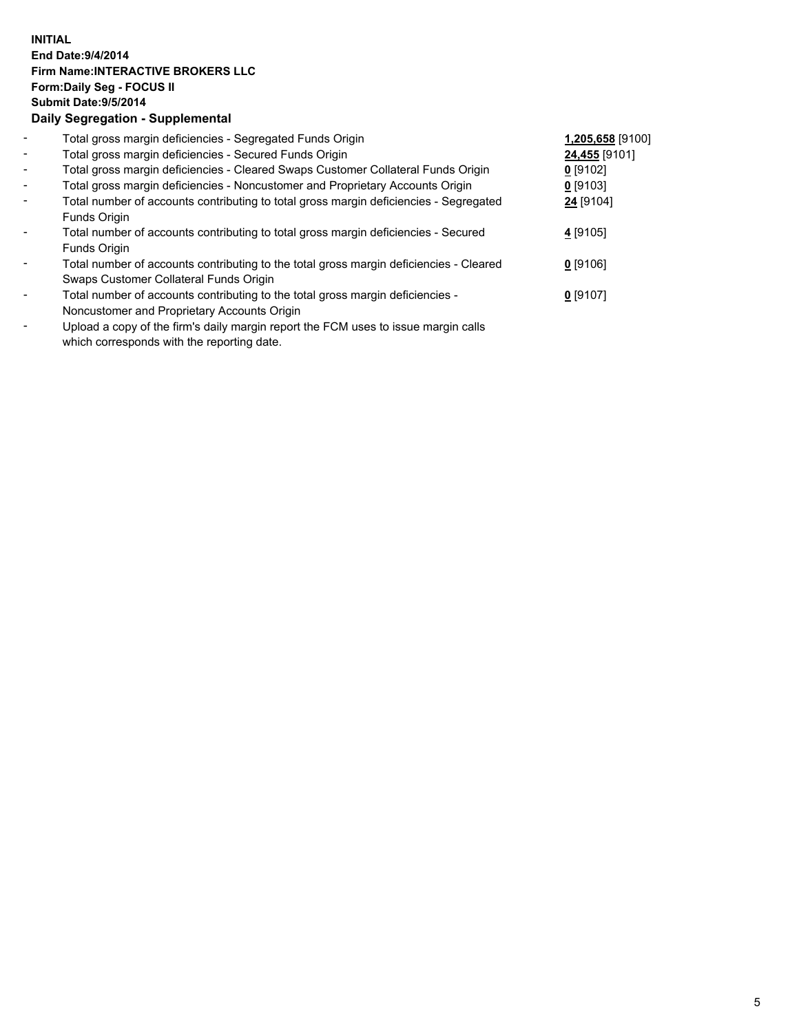**INITIAL**
**End Date:9/4/2014**
**Firm Name:INTERACTIVE BROKERS LLC**
**Form:Daily Seg - FOCUS II**
**Submit Date:9/5/2014**
**Daily Segregation - Supplemental**

- Total gross margin deficiencies - Segregated Funds Origin **1,205,658** [9100]
- Total gross margin deficiencies - Secured Funds Origin **24,455** [9101]
- Total gross margin deficiencies - Cleared Swaps Customer Collateral Funds Origin **0** [9102]
- Total gross margin deficiencies - Noncustomer and Proprietary Accounts Origin **0** [9103]
- Total number of accounts contributing to total gross margin deficiencies - Segregated Funds Origin **24** [9104]
- Total number of accounts contributing to total gross margin deficiencies - Secured Funds Origin **4** [9105]
- Total number of accounts contributing to the total gross margin deficiencies - Cleared Swaps Customer Collateral Funds Origin **0** [9106]
- Total number of accounts contributing to the total gross margin deficiencies - Noncustomer and Proprietary Accounts Origin **0** [9107]
- Upload a copy of the firm's daily margin report the FCM uses to issue margin calls which corresponds with the reporting date.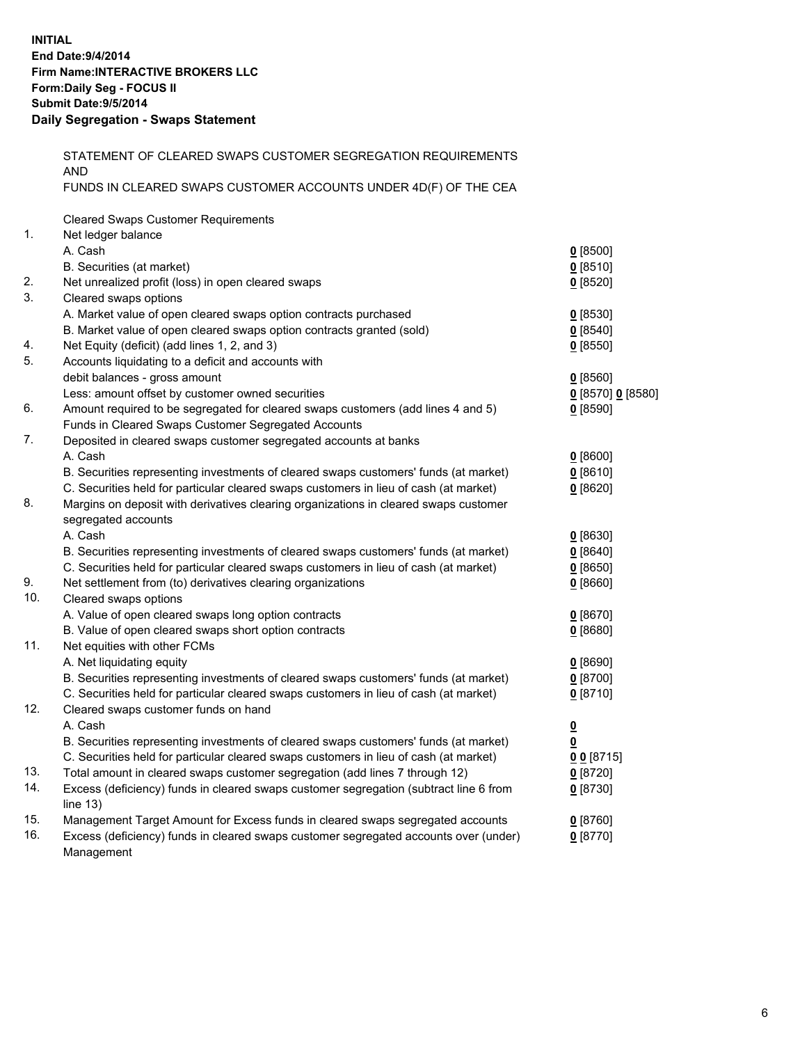**INITIAL**
**End Date:9/4/2014**
**Firm Name:INTERACTIVE BROKERS LLC**
**Form:Daily Seg - FOCUS II**
**Submit Date:9/5/2014**
**Daily Segregation - Swaps Statement**

STATEMENT OF CLEARED SWAPS CUSTOMER SEGREGATION REQUIREMENTS AND FUNDS IN CLEARED SWAPS CUSTOMER ACCOUNTS UNDER 4D(F) OF THE CEA

| | | |
|---|---|---|
| | Cleared Swaps Customer Requirements | |
| 1. | Net ledger balance | |
| | A. Cash | 0 [8500] |
| | B. Securities (at market) | 0 [8510] |
| 2. | Net unrealized profit (loss) in open cleared swaps | 0 [8520] |
| 3. | Cleared swaps options | |
| | A. Market value of open cleared swaps option contracts purchased | 0 [8530] |
| | B. Market value of open cleared swaps option contracts granted (sold) | 0 [8540] |
| 4. | Net Equity (deficit) (add lines 1, 2, and 3) | 0 [8550] |
| 5. | Accounts liquidating to a deficit and accounts with | |
| | debit balances - gross amount | 0 [8560] |
| | Less: amount offset by customer owned securities | 0 [8570] 0 [8580] |
| 6. | Amount required to be segregated for cleared swaps customers (add lines 4 and 5) | 0 [8590] |
| | Funds in Cleared Swaps Customer Segregated Accounts | |
| 7. | Deposited in cleared swaps customer segregated accounts at banks | |
| | A. Cash | 0 [8600] |
| | B. Securities representing investments of cleared swaps customers' funds (at market) | 0 [8610] |
| | C. Securities held for particular cleared swaps customers in lieu of cash (at market) | 0 [8620] |
| 8. | Margins on deposit with derivatives clearing organizations in cleared swaps customer segregated accounts | |
| | A. Cash | 0 [8630] |
| | B. Securities representing investments of cleared swaps customers' funds (at market) | 0 [8640] |
| | C. Securities held for particular cleared swaps customers in lieu of cash (at market) | 0 [8650] |
| 9. | Net settlement from (to) derivatives clearing organizations | 0 [8660] |
| 10. | Cleared swaps options | |
| | A. Value of open cleared swaps long option contracts | 0 [8670] |
| | B. Value of open cleared swaps short option contracts | 0 [8680] |
| 11. | Net equities with other FCMs | |
| | A. Net liquidating equity | 0 [8690] |
| | B. Securities representing investments of cleared swaps customers' funds (at market) | 0 [8700] |
| | C. Securities held for particular cleared swaps customers in lieu of cash (at market) | 0 [8710] |
| 12. | Cleared swaps customer funds on hand | |
| | A. Cash | 0 |
| | B. Securities representing investments of cleared swaps customers' funds (at market) | 0 |
| | C. Securities held for particular cleared swaps customers in lieu of cash (at market) | 0 0 [8715] |
| 13. | Total amount in cleared swaps customer segregation (add lines 7 through 12) | 0 [8720] |
| 14. | Excess (deficiency) funds in cleared swaps customer segregation (subtract line 6 from line 13) | 0 [8730] |
| 15. | Management Target Amount for Excess funds in cleared swaps segregated accounts | 0 [8760] |
| 16. | Excess (deficiency) funds in cleared swaps customer segregated accounts over (under) Management | 0 [8770] |